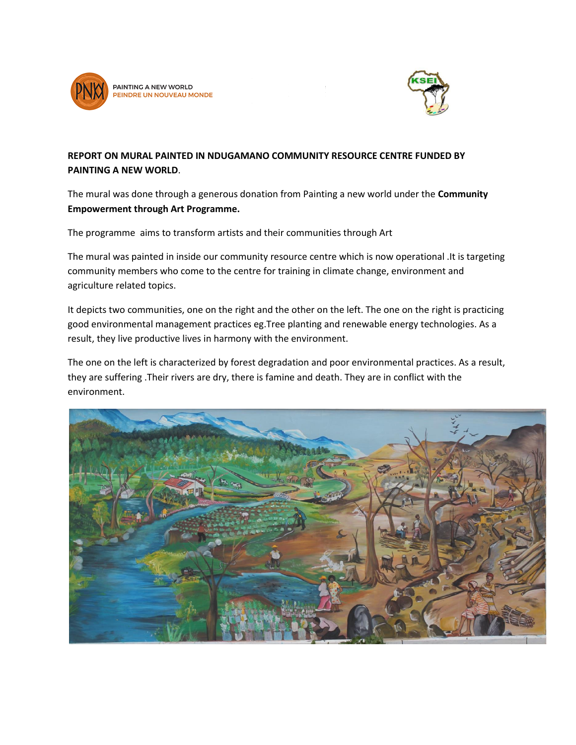PAINTING A NEW WORLD
PEINDRE UN NOUVEAU MONDE

**REPORT ON MURAL PAINTED IN NDUGAMANO COMMUNITY RESOURCE CENTRE FUNDED BY PAINTING A NEW WORLD**.

The mural was done through a generous donation from Painting a new world under the **Community Empowerment through Art Programme.**

The programme aims to transform artists and their communities through Art

The mural was painted in inside our community resource centre which is now operational .It is targeting community members who come to the centre for training in climate change, environment and agriculture related topics.

It depicts two communities, one on the right and the other on the left. The one on the right is practicing good environmental management practices eg.Tree planting and renewable energy technologies. As a result, they live productive lives in harmony with the environment.

The one on the left is characterized by forest degradation and poor environmental practices. As a result, they are suffering .Their rivers are dry, there is famine and death. They are in conflict with the environment.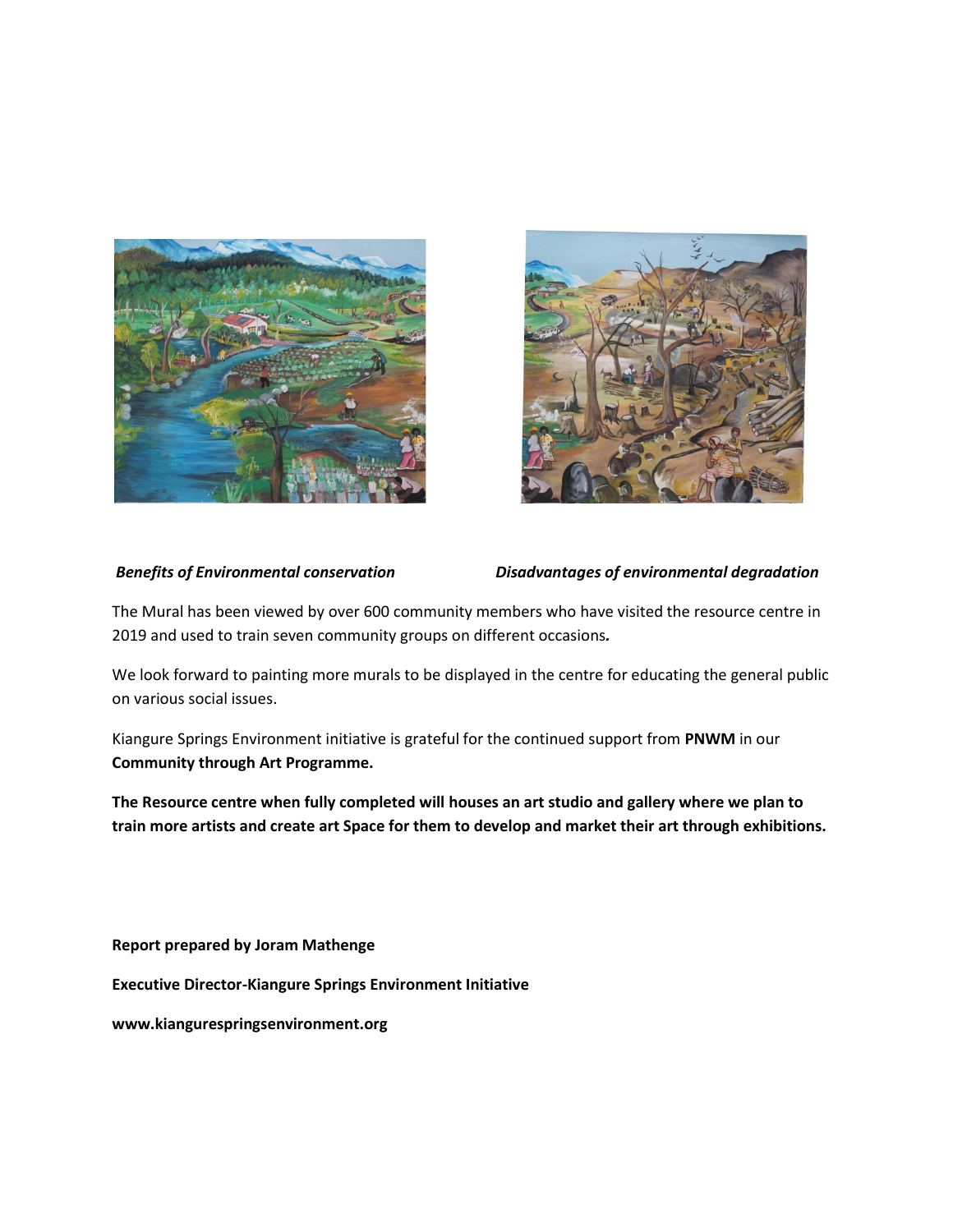*Benefits of Environmental conservation*

*Disadvantages of environmental degradation*

The Mural has been viewed by over 600 community members who have visited the resource centre in 2019 and used to train seven community groups on different occasions***.***

We look forward to painting more murals to be displayed in the centre for educating the general public on various social issues.

Kiangure Springs Environment initiative is grateful for the continued support from **PNWM** in our **Community through Art Programme.**

**The Resource centre when fully completed will houses an art studio and gallery where we plan to train more artists and create art Space for them to develop and market their art through exhibitions.**

**Report prepared by Joram Mathenge**

**Executive Director-Kiangure Springs Environment Initiative**

**www.kiangurespringsenvironment.org**